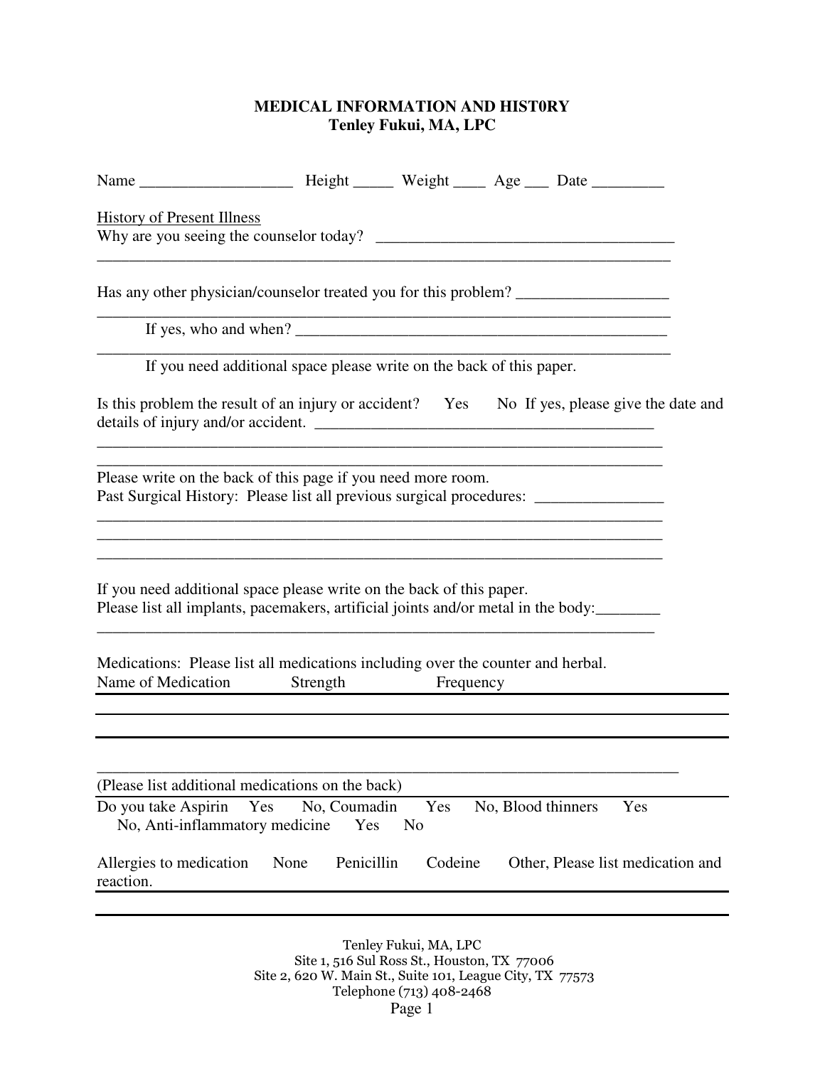# MEDICAL INFORMATION AND HIST0RY

**Tenley Fukui, MA, LPC**

Name ___________________ Height _____ Weight ____ Age ___ Date _________

<u>History of Present Illness</u>

Why are you seeing the counselor today? ______________________________________

__________________________________________________________________________

Has any other physician/counselor treated you for this problem? ___________________

__________________________________________________________________________

If yes, who and when? ________________________________________________

__________________________________________________________________________

If you need additional space please write on the back of this paper.

Is this problem the result of an injury or accident? Yes No If yes, please give the date and details of injury and/or accident. __________________________________________

__________________________________________________________________________

__________________________________________________________________________

Please write on the back of this page if you need more room.

Past Surgical History: Please list all previous surgical procedures: ________________

__________________________________________________________________________

__________________________________________________________________________

__________________________________________________________________________

If you need additional space please write on the back of this paper.

Please list all implants, pacemakers, artificial joints and/or metal in the body:________

__________________________________________________________________________

Medications: Please list all medications including over the counter and herbal.

| Name of Medication | Strength | Frequency |
|---|---|---|
| | | |
| | | |
| | | |

__________________________________________________________________________

(Please list additional medications on the back)

Do you take Aspirin Yes No, Coumadin Yes No, Blood thinners Yes No, Anti-inflammatory medicine Yes No

Allergies to medication None Penicillin Codeine Other, Please list medication and reaction.

__________________________________________________________________________

__________________________________________________________________________

Tenley Fukui, MA, LPC
Site 1, 516 Sul Ross St., Houston, TX 77006
Site 2, 620 W. Main St., Suite 101, League City, TX 77573
Telephone (713) 408-2468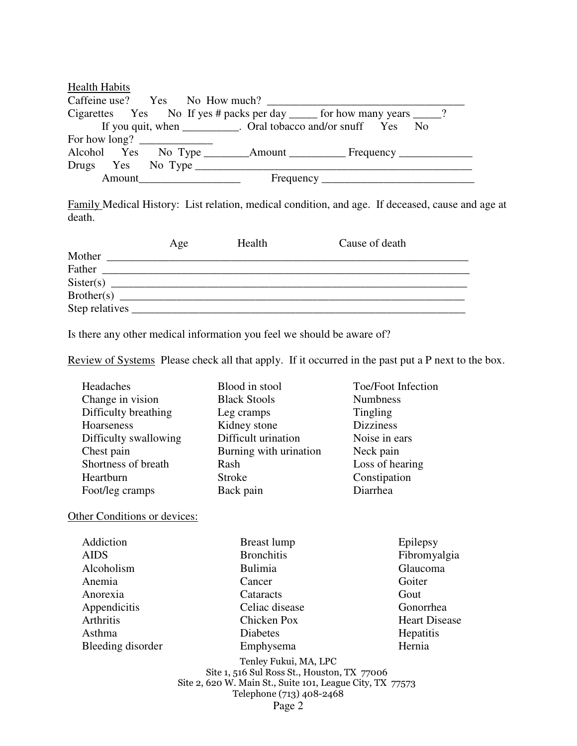Health Habits

Caffeine use? Yes No How much? ___________________________________

Cigarettes Yes No If yes # packs per day _____ for how many years _____?

If you quit, when __________. Oral tobacco and/or snuff Yes No

For how long? ____________

Alcohol Yes No Type ________Amount __________ Frequency _____________

Drugs Yes No Type ___________________________________________________

Amount_________________ Frequency __________________________

Family Medical History: List relation, medical condition, and age. If deceased, cause and age at death.

| | Age | Health | Cause of death |
|---|---|---|---|
| Mother | | | |
| Father | | | |
| Sister(s) | | | |
| Brother(s) | | | |
| Step relatives | | | |

Is there any other medical information you feel we should be aware of?

Review of Systems Please check all that apply. If it occurred in the past put a P next to the box.

| | | |
|---|---|---|
| Headaches | Blood in stool | Toe/Foot Infection |
| Change in vision | Black Stools | Numbness |
| Difficulty breathing | Leg cramps | Tingling |
| Hoarseness | Kidney stone | Dizziness |
| Difficulty swallowing | Difficult urination | Noise in ears |
| Chest pain | Burning with urination | Neck pain |
| Shortness of breath | Rash | Loss of hearing |
| Heartburn | Stroke | Constipation |
| Foot/leg cramps | Back pain | Diarrhea |

Other Conditions or devices:

| | | |
|---|---|---|
| Addiction | Breast lump | Epilepsy |
| AIDS | Bronchitis | Fibromyalgia |
| Alcoholism | Bulimia | Glaucoma |
| Anemia | Cancer | Goiter |
| Anorexia | Cataracts | Gout |
| Appendicitis | Celiac disease | Gonorrhea |
| Arthritis | Chicken Pox | Heart Disease |
| Asthma | Diabetes | Hepatitis |
| Bleeding disorder | Emphysema | Hernia |

Tenley Fukui, MA, LPC
Site 1, 516 Sul Ross St., Houston, TX 77006
Site 2, 620 W. Main St., Suite 101, League City, TX 77573
Telephone (713) 408-2468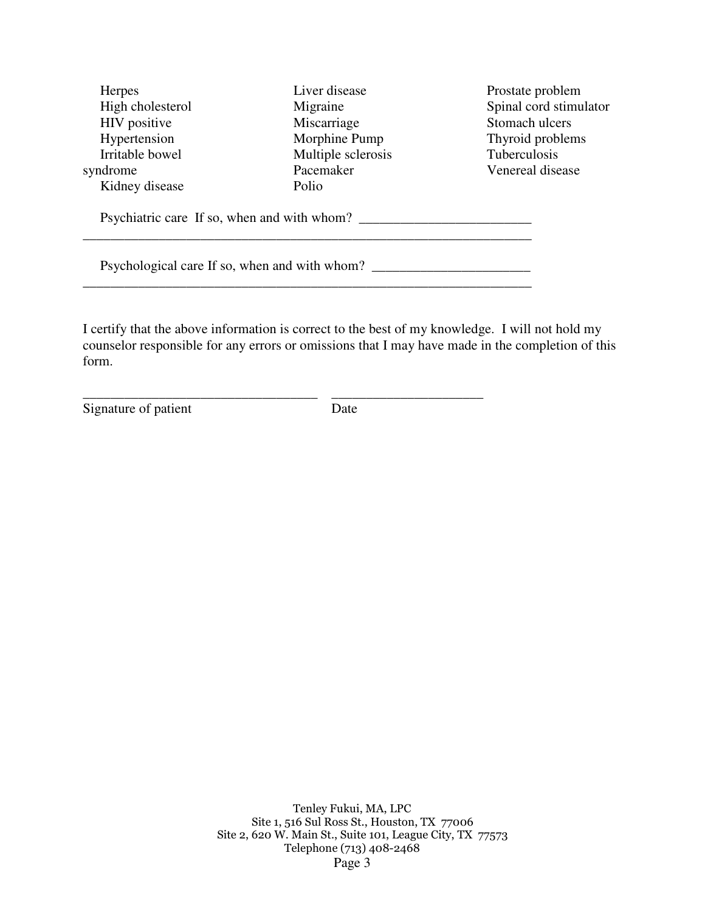| | | |
|---|---|---|
| Herpes | Liver disease | Prostate problem |
| High cholesterol | Migraine | Spinal cord stimulator |
| HIV positive | Miscarriage | Stomach ulcers |
| Hypertension | Morphine Pump | Thyroid problems |
| Irritable bowel syndrome | Multiple sclerosis | Tuberculosis |
| Kidney disease | Pacemaker | Venereal disease |
| | Polio | |

Psychiatric care If so, when and with whom? ________________________
________________________________________________________________

Psychological care If so, when and with whom? ______________________
________________________________________________________________

I certify that the above information is correct to the best of my knowledge. I will not hold my counselor responsible for any errors or omissions that I may have made in the completion of this form.

_________________________________ _____________________
Signature of patient Date

Tenley Fukui, MA, LPC
Site 1, 516 Sul Ross St., Houston, TX 77006
Site 2, 620 W. Main St., Suite 101, League City, TX 77573
Telephone (713) 408-2468